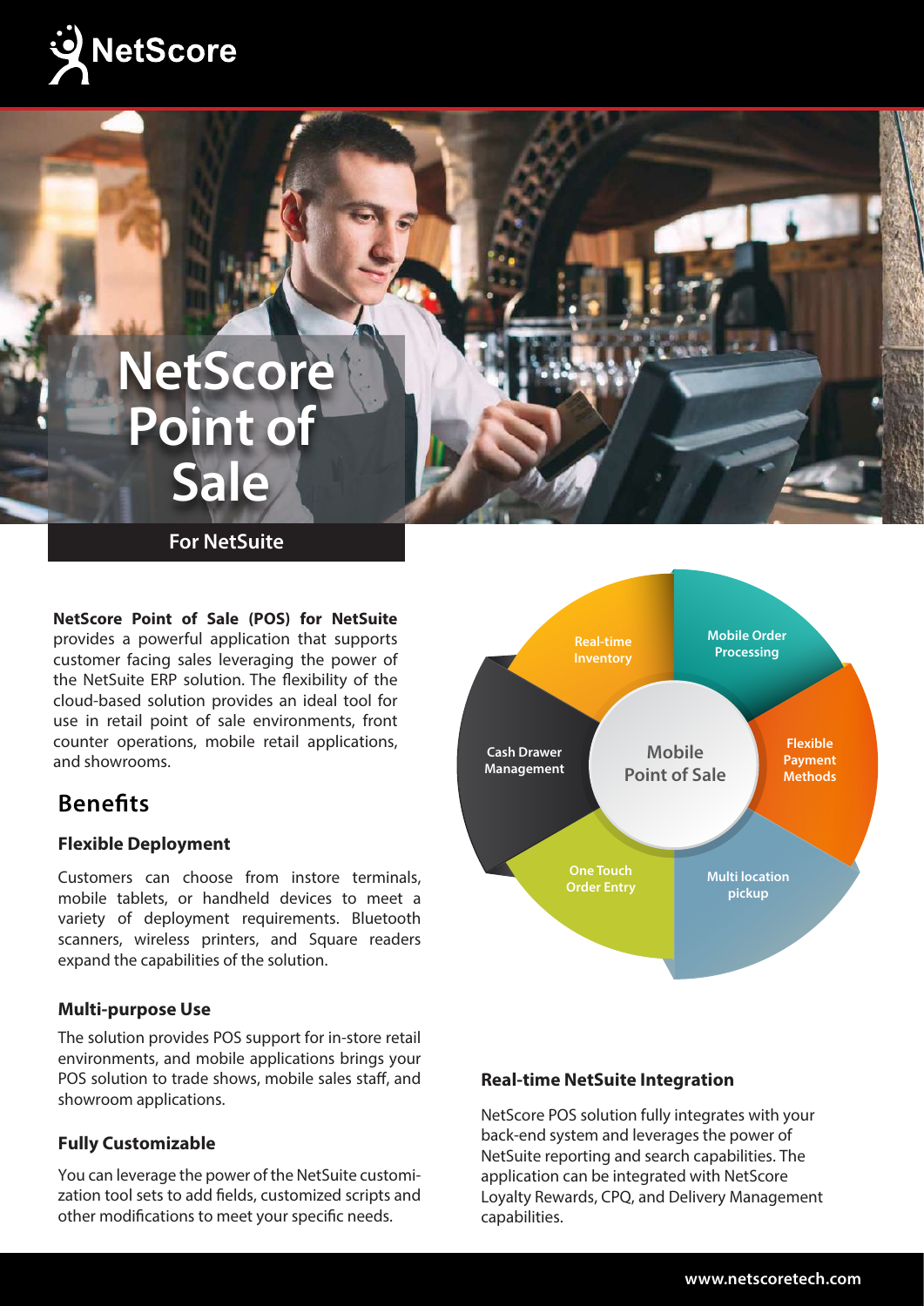# NetScore Point of Sale

For NetSuite

**NetScore Point of Sale (POS) for NetSuite** provides a powerful application that supports customer facing sales leveraging the power of the NetSuite ERP solution. The flexibility of the cloud-based solution provides an ideal tool for use in retail point of sale environments, front counter operations, mobile retail applications, and showrooms.

Mobile Point of Sale

Real-time Inventory

Mobile Order Processing

Flexible Payment Methods

Multi location pickup

One Touch Order Entry

Cash Drawer Management

## Benefits

### Flexible Deployment

Customers can choose from instore terminals, mobile tablets, or handheld devices to meet a variety of deployment requirements. Bluetooth scanners, wireless printers, and Square readers expand the capabilities of the solution.

### Multi-purpose Use

The solution provides POS support for in-store retail environments, and mobile applications brings your POS solution to trade shows, mobile sales staff, and showroom applications.

### Fully Customizable

You can leverage the power of the NetSuite customization tool sets to add fields, customized scripts and other modifications to meet your specific needs.

### Real-time NetSuite Integration

NetScore POS solution fully integrates with your back-end system and leverages the power of NetSuite reporting and search capabilities. The application can be integrated with NetScore Loyalty Rewards, CPQ, and Delivery Management capabilities.

www.netscoretech.com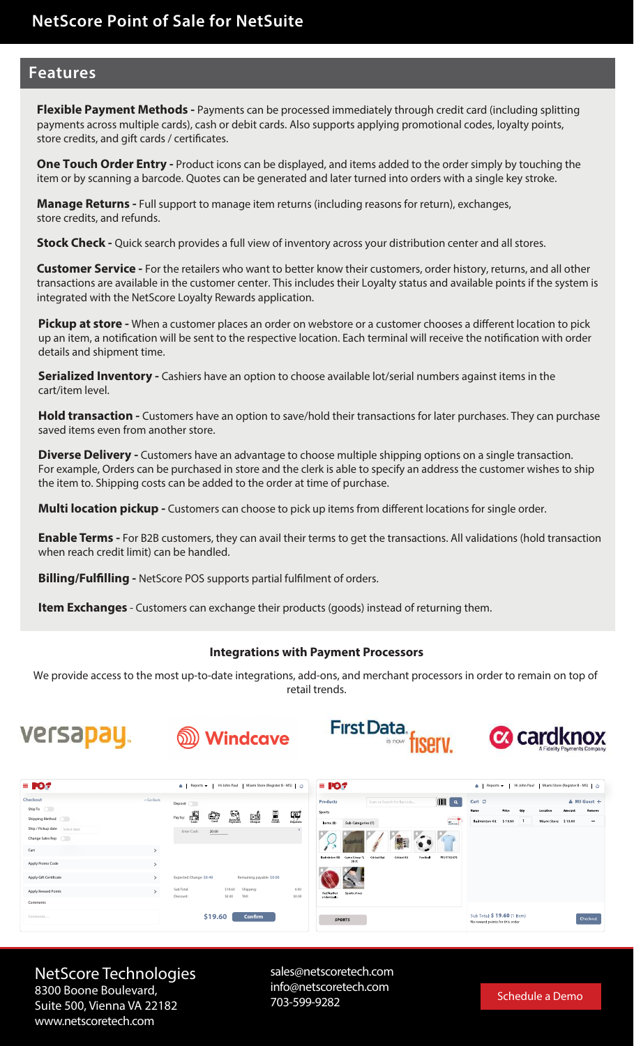# NetScore Point of Sale for NetSuite

## Features

**Flexible Payment Methods -** Payments can be processed immediately through credit card (including splitting payments across multiple cards), cash or debit cards. Also supports applying promotional codes, loyalty points, store credits, and gift cards / certificates.

**One Touch Order Entry -** Product icons can be displayed, and items added to the order simply by touching the item or by scanning a barcode. Quotes can be generated and later turned into orders with a single key stroke.

**Manage Returns -** Full support to manage item returns (including reasons for return), exchanges, store credits, and refunds.

**Stock Check -** Quick search provides a full view of inventory across your distribution center and all stores.

**Customer Service -** For the retailers who want to better know their customers, order history, returns, and all other transactions are available in the customer center. This includes their Loyalty status and available points if the system is integrated with the NetScore Loyalty Rewards application.

**Pickup at store -** When a customer places an order on webstore or a customer chooses a different location to pick up an item, a notification will be sent to the respective location. Each terminal will receive the notification with order details and shipment time.

**Serialized Inventory -** Cashiers have an option to choose available lot/serial numbers against items in the cart/item level.

**Hold transaction -** Customers have an option to save/hold their transactions for later purchases. They can purchase saved items even from another store.

**Diverse Delivery -** Customers have an advantage to choose multiple shipping options on a single transaction. For example, Orders can be purchased in store and the clerk is able to specify an address the customer wishes to ship the item to. Shipping costs can be added to the order at time of purchase.

**Multi location pickup -** Customers can choose to pick up items from different locations for single order.

**Enable Terms -** For B2B customers, they can avail their terms to get the transactions. All validations (hold transaction when reach credit limit) can be handled.

**Billing/Fulfilling -** NetScore POS supports partial fulfilment of orders.

**Item Exchanges** - Customers can exchange their products (goods) instead of returning them.

### Integrations with Payment Processors

We provide access to the most up-to-date integrations, add-ons, and merchant processors in order to remain on top of retail trends.

versapay. Windcave First Data. is now fiserv. cardknox A Fidelity Payments Company

**NetScore Technologies**
8300 Boone Boulevard,
Suite 500, Vienna VA 22182
www.netscoretech.com

sales@netscoretech.com
info@netscoretech.com
703-599-9282

Schedule a Demo